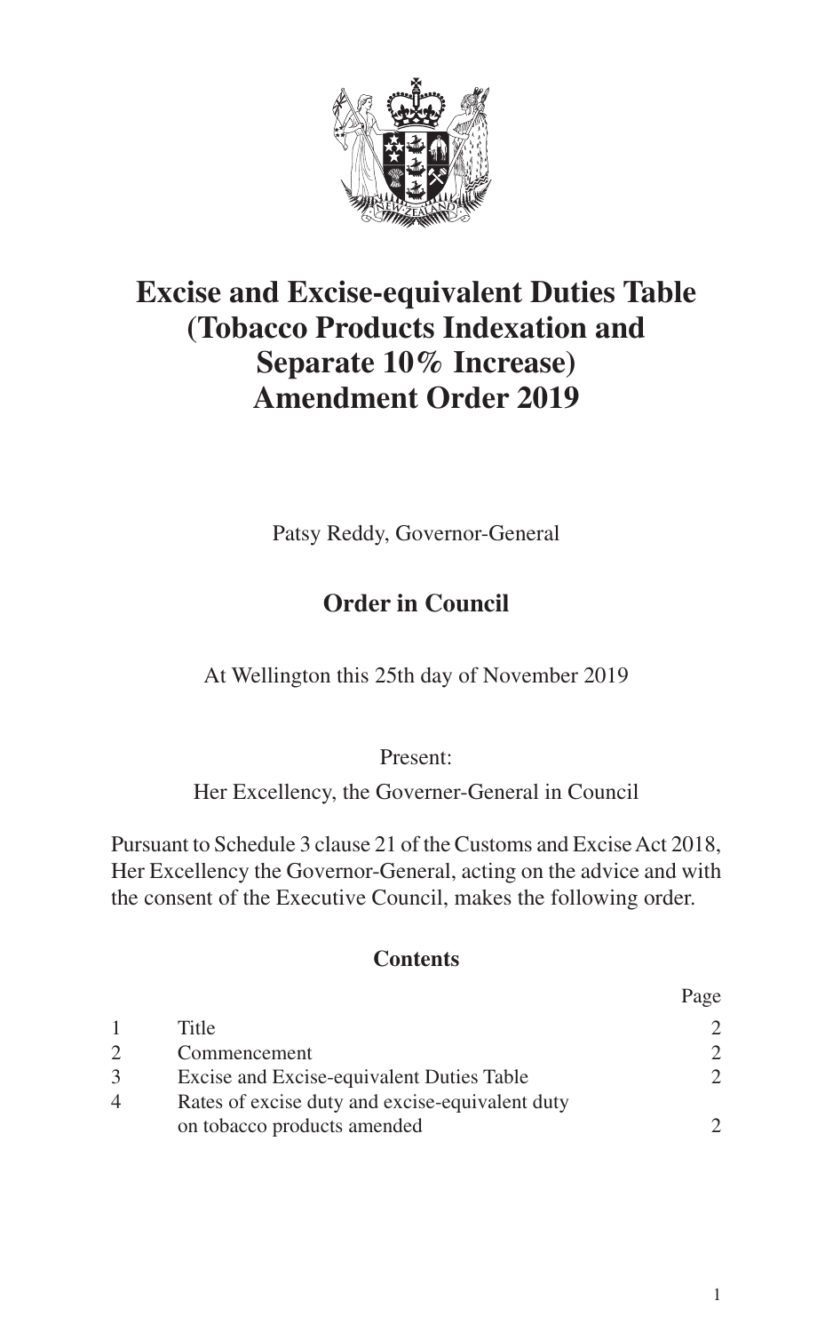# Excise and Excise-equivalent Duties Table (Tobacco Products Indexation and Separate 10% Increase) Amendment Order 2019

Patsy Reddy, Governor-General

## Order in Council

At Wellington this 25th day of November 2019

Present:

Her Excellency, the Governer-General in Council

Pursuant to Schedule 3 clause 21 of the Customs and Excise Act 2018, Her Excellency the Governor-General, acting on the advice and with the consent of the Executive Council, makes the following order.

### Contents

| | | Page |
|---|---|---|
| 1 | Title | 2 |
| 2 | Commencement | 2 |
| 3 | Excise and Excise-equivalent Duties Table | 2 |
| 4 | Rates of excise duty and excise-equivalent duty on tobacco products amended | 2 |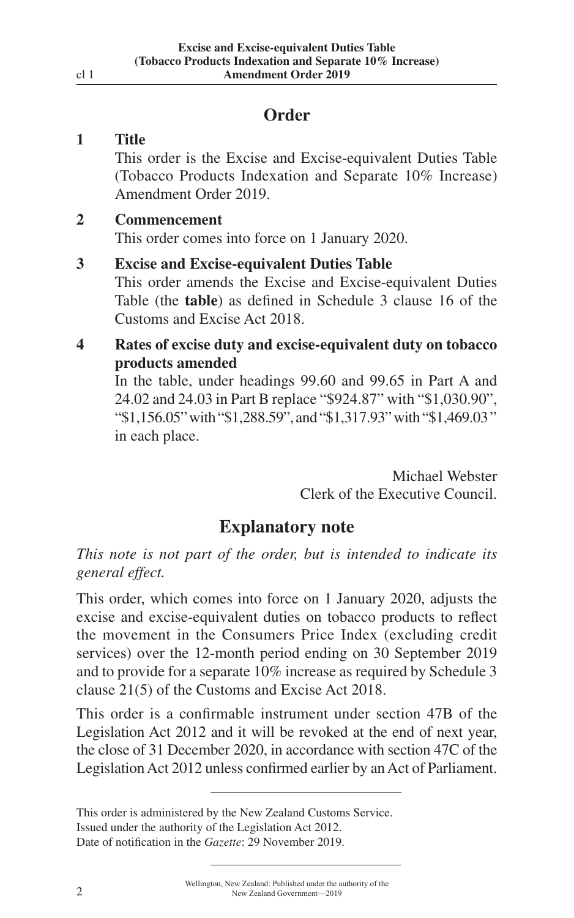## Order

### 1 Title

This order is the Excise and Excise-equivalent Duties Table (Tobacco Products Indexation and Separate 10% Increase) Amendment Order 2019.

### 2 Commencement

This order comes into force on 1 January 2020.

### 3 Excise and Excise-equivalent Duties Table

This order amends the Excise and Excise-equivalent Duties Table (the **table**) as defined in Schedule 3 clause 16 of the Customs and Excise Act 2018.

### 4 Rates of excise duty and excise-equivalent duty on tobacco products amended

In the table, under headings 99.60 and 99.65 in Part A and 24.02 and 24.03 in Part B replace "$924.87" with "$1,030.90", "$1,156.05" with "$1,288.59", and "$1,317.93" with "$1,469.03" in each place.

Michael Webster
Clerk of the Executive Council.

## Explanatory note

*This note is not part of the order, but is intended to indicate its general effect.*

This order, which comes into force on 1 January 2020, adjusts the excise and excise-equivalent duties on tobacco products to reflect the movement in the Consumers Price Index (excluding credit services) over the 12-month period ending on 30 September 2019 and to provide for a separate 10% increase as required by Schedule 3 clause 21(5) of the Customs and Excise Act 2018.

This order is a confirmable instrument under section 47B of the Legislation Act 2012 and it will be revoked at the end of next year, the close of 31 December 2020, in accordance with section 47C of the Legislation Act 2012 unless confirmed earlier by an Act of Parliament.

---

This order is administered by the New Zealand Customs Service.
Issued under the authority of the Legislation Act 2012.
Date of notification in the *Gazette*: 29 November 2019.

---

Wellington, New Zealand: Published under the authority of the New Zealand Government—2019